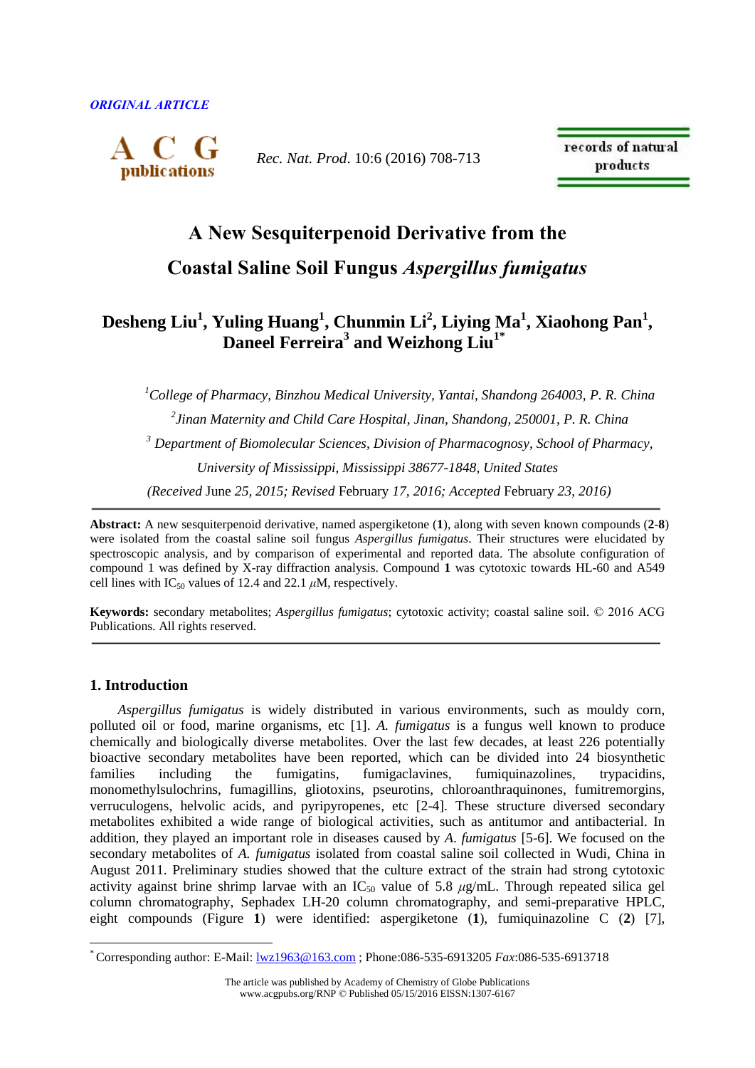*ORIGINAL ARTICLE*

# A New Sesquiterpenoid Derivative from the Coastal Saline Soil Fungus *Aspergillus fumigatus*

**Desheng Liu[1], Yuling Huang[1], Chunmin Li[2], Liying Ma[1], Xiaohong Pan[1], Daneel Ferreira[3] and Weizhong Liu[1*]**

[1]*College of Pharmacy, Binzhou Medical University, Yantai, Shandong 264003, P. R. China*

[2]*Jinan Maternity and Child Care Hospital, Jinan, Shandong, 250001, P. R. China*

[3] *Department of Biomolecular Sciences, Division of Pharmacognosy, School of Pharmacy, University of Mississippi, Mississippi 38677-1848, United States*

*(Received* June *25, 2015; Revised* February *17, 2016; Accepted* February *23, 2016)*

---

**Abstract:** A new sesquiterpenoid derivative, named aspergiketone (**1**), along with seven known compounds (**2**-**8**) were isolated from the coastal saline soil fungus *Aspergillus fumigatus*. Their structures were elucidated by spectroscopic analysis, and by comparison of experimental and reported data. The absolute configuration of compound 1 was defined by X-ray diffraction analysis. Compound **1** was cytotoxic towards HL-60 and A549 cell lines with $IC_{50}$ values of 12.4 and 22.1 $\mu$M, respectively.

**Keywords:** secondary metabolites; *Aspergillus fumigatus*; cytotoxic activity; coastal saline soil. © 2016 ACG Publications. All rights reserved.

---

## 1. Introduction

*Aspergillus fumigatus* is widely distributed in various environments, such as mouldy corn, polluted oil or food, marine organisms, etc [1]. *A. fumigatus* is a fungus well known to produce chemically and biologically diverse metabolites. Over the last few decades, at least 226 potentially bioactive secondary metabolites have been reported, which can be divided into 24 biosynthetic families including the fumigatins, fumigaclavines, fumiquinazolines, trypacidins, monomethylsulochrins, fumagillins, gliotoxins, pseurotins, chloroanthraquinones, fumitremorgins, verruculogens, helvolic acids, and pyripyropenes, etc [2-4]. These structure diversed secondary metabolites exhibited a wide range of biological activities, such as antitumor and antibacterial. In addition, they played an important role in diseases caused by *A. fumigatus* [5-6]. We focused on the secondary metabolites of *A. fumigatus* isolated from coastal saline soil collected in Wudi, China in August 2011. Preliminary studies showed that the culture extract of the strain had strong cytotoxic activity against brine shrimp larvae with an $IC_{50}$ value of 5.8 $\mu$g/mL. Through repeated silica gel column chromatography, Sephadex LH-20 column chromatography, and semi-preparative HPLC, eight compounds (Figure **1**) were identified: aspergiketone (**1**), fumiquinazoline C (**2**) [7],

---

[*] Corresponding author: E-Mail: lwz1963@163.com ; Phone:086-535-6913205 *Fax*:086-535-6913718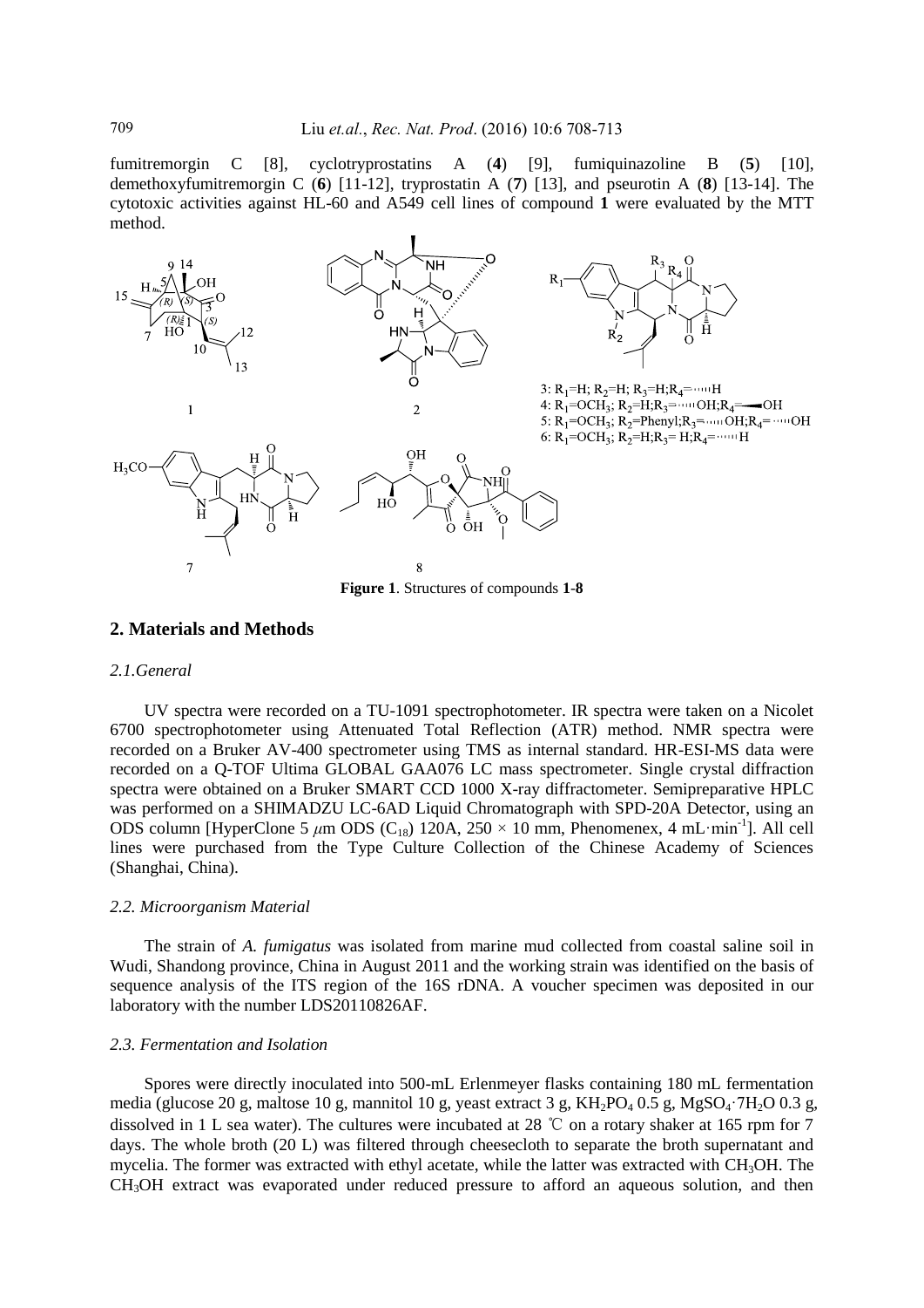fumitremorgin C [8], cyclotryprostatins A (**4**) [9], fumiquinazoline B (**5**) [10], demethoxyfumitremorgin C (**6**) [11-12], tryprostatin A (**7**) [13], and pseurotin A (**8**) [13-14]. The cytotoxic activities against HL-60 and A549 cell lines of compound **1** were evaluated by the MTT method.

3: $R_1$=H; $R_2$=H; $R_3$=H; $R_4$=H
4: $R_1$=$OCH_3$; $R_2$=H; $R_3$=OH; $R_4$=OH
5: $R_1$=$OCH_3$; $R_2$=Phenyl; $R_3$=OH; $R_4$=OH
6: $R_1$=$OCH_3$; $R_2$=H; $R_3$= H; $R_4$=H

**Figure 1**. Structures of compounds **1**-**8**

## 2. Materials and Methods

### *2.1.General*

UV spectra were recorded on a TU-1091 spectrophotometer. IR spectra were taken on a Nicolet 6700 spectrophotometer using Attenuated Total Reflection (ATR) method. NMR spectra were recorded on a Bruker AV-400 spectrometer using TMS as internal standard. HR-ESI-MS data were recorded on a Q-TOF Ultima GLOBAL GAA076 LC mass spectrometer. Single crystal diffraction spectra were obtained on a Bruker SMART CCD 1000 X-ray diffractometer. Semipreparative HPLC was performed on a SHIMADZU LC-6AD Liquid Chromatograph with SPD-20A Detector, using an ODS column [HyperClone 5 $\mu$m ODS ($C_{18}$) 120A, 250 × 10 mm, Phenomenex, 4 mL·min$^{-1}$]. All cell lines were purchased from the Type Culture Collection of the Chinese Academy of Sciences (Shanghai, China).

### *2.2. Microorganism Material*

The strain of *A. fumigatus* was isolated from marine mud collected from coastal saline soil in Wudi, Shandong province, China in August 2011 and the working strain was identified on the basis of sequence analysis of the ITS region of the 16S rDNA. A voucher specimen was deposited in our laboratory with the number LDS20110826AF.

### *2.3. Fermentation and Isolation*

Spores were directly inoculated into 500-mL Erlenmeyer flasks containing 180 mL fermentation media (glucose 20 g, maltose 10 g, mannitol 10 g, yeast extract 3 g, $KH_2PO_4$ 0.5 g, $MgSO_4·7H_2O$ 0.3 g, dissolved in 1 L sea water). The cultures were incubated at 28 ℃ on a rotary shaker at 165 rpm for 7 days. The whole broth (20 L) was filtered through cheesecloth to separate the broth supernatant and mycelia. The former was extracted with ethyl acetate, while the latter was extracted with $CH_3OH$. The $CH_3OH$ extract was evaporated under reduced pressure to afford an aqueous solution, and then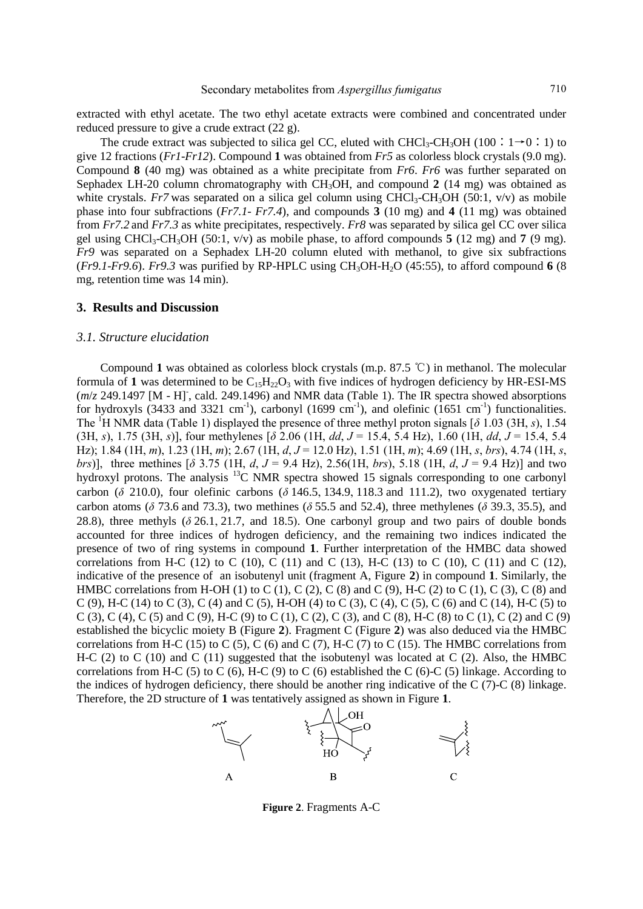extracted with ethyl acetate. The two ethyl acetate extracts were combined and concentrated under reduced pressure to give a crude extract (22 g).

The crude extract was subjected to silica gel CC, eluted with $CHCl_3$-$CH_3OH$ (100：1→0：1) to give 12 fractions (*Fr1-Fr12*). Compound **1** was obtained from *Fr5* as colorless block crystals (9.0 mg). Compound **8** (40 mg) was obtained as a white precipitate from *Fr6*. *Fr6* was further separated on Sephadex LH-20 column chromatography with $CH_3OH$, and compound **2** (14 mg) was obtained as white crystals. *Fr7* was separated on a silica gel column using $CHCl_3$-$CH_3OH$ (50:1, v/v) as mobile phase into four subfractions (*Fr7.1- Fr7.4*), and compounds **3** (10 mg) and **4** (11 mg) was obtained from *Fr7.2* and *Fr7.3* as white precipitates, respectively. *Fr8* was separated by silica gel CC over silica gel using $CHCl_3$-$CH_3OH$ (50:1, v/v) as mobile phase, to afford compounds **5** (12 mg) and **7** (9 mg). *Fr9* was separated on a Sephadex LH-20 column eluted with methanol, to give six subfractions (*Fr9.1-Fr9.6*). *Fr9.3* was purified by RP-HPLC using $CH_3OH$-$H_2O$ (45:55), to afford compound **6** (8 mg, retention time was 14 min).

## 3. Results and Discussion

### *3.1. Structure elucidation*

Compound **1** was obtained as colorless block crystals (m.p. 87.5 ℃) in methanol. The molecular formula of **1** was determined to be $C_{15}H_{22}O_3$ with five indices of hydrogen deficiency by HR-ESI-MS (*m*/*z* 249.1497 $[M - H]^-$, cald. 249.1496) and NMR data (Table 1). The IR spectra showed absorptions for hydroxyls (3433 and 3321 $cm^{-1}$), carbonyl (1699 $cm^{-1}$), and olefinic (1651 $cm^{-1}$) functionalities. The $^1H$ NMR data (Table 1) displayed the presence of three methyl proton signals [*δ* 1.03 (3H, *s*), 1.54 (3H, *s*), 1.75 (3H, *s*)], four methylenes [*δ* 2.06 (1H, *dd*, *J* = 15.4, 5.4 Hz), 1.60 (1H, *dd*, *J* = 15.4, 5.4 Hz); 1.84 (1H, *m*), 1.23 (1H, *m*); 2.67 (1H, *d*, *J* = 12.0 Hz), 1.51 (1H, *m*); 4.69 (1H, *s*, *brs*), 4.74 (1H, *s*, *brs*)], three methines [*δ* 3.75 (1H, *d*, *J* = 9.4 Hz), 2.56(1H, *brs*), 5.18 (1H, *d*, *J* = 9.4 Hz)] and two hydroxyl protons. The analysis $^{13}C$ NMR spectra showed 15 signals corresponding to one carbonyl carbon (*δ* 210.0), four olefinic carbons (*δ* 146.5, 134.9, 118.3 and 111.2), two oxygenated tertiary carbon atoms (*δ* 73.6 and 73.3), two methines (*δ* 55.5 and 52.4), three methylenes (*δ* 39.3, 35.5), and 28.8), three methyls (*δ* 26.1, 21.7, and 18.5). One carbonyl group and two pairs of double bonds accounted for three indices of hydrogen deficiency, and the remaining two indices indicated the presence of two of ring systems in compound **1**. Further interpretation of the HMBC data showed correlations from H-C (12) to C (10), C (11) and C (13), H-C (13) to C (10), C (11) and C (12), indicative of the presence of an isobutenyl unit (fragment A, Figure **2**) in compound **1**. Similarly, the HMBC correlations from H-OH (1) to C (1), C (2), C (8) and C (9), H-C (2) to C (1), C (3), C (8) and C (9), H-C (14) to C (3), C (4) and C (5), H-OH (4) to C (3), C (4), C (5), C (6) and C (14), H-C (5) to C (3), C (4), C (5) and C (9), H-C (9) to C (1), C (2), C (3), and C (8), H-C (8) to C (1), C (2) and C (9) established the bicyclic moiety B (Figure **2**). Fragment C (Figure **2**) was also deduced via the HMBC correlations from H-C (15) to C (5), C (6) and C (7), H-C (7) to C (15). The HMBC correlations from H-C (2) to C (10) and C (11) suggested that the isobutenyl was located at C (2). Also, the HMBC correlations from H-C (5) to C (6), H-C (9) to C (6) established the C (6)-C (5) linkage. According to the indices of hydrogen deficiency, there should be another ring indicative of the C (7)-C (8) linkage. Therefore, the 2D structure of **1** was tentatively assigned as shown in Figure **1**.

**Figure 2**. Fragments A-C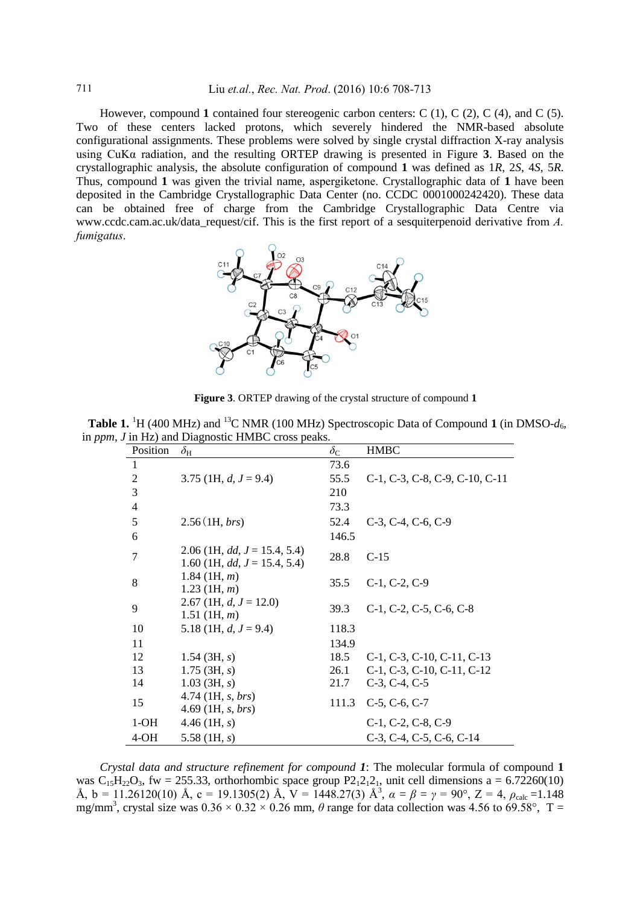However, compound **1** contained four stereogenic carbon centers: C (1), C (2), C (4), and C (5). Two of these centers lacked protons, which severely hindered the NMR-based absolute configurational assignments. These problems were solved by single crystal diffraction X-ray analysis using CuKα radiation, and the resulting ORTEP drawing is presented in Figure **3**. Based on the crystallographic analysis, the absolute configuration of compound **1** was defined as 1*R*, 2*S*, 4*S*, 5*R*. Thus, compound **1** was given the trivial name, aspergiketone. Crystallographic data of **1** have been deposited in the Cambridge Crystallographic Data Center (no. CCDC 0001000242420). These data can be obtained free of charge from the Cambridge Crystallographic Data Centre via www.ccdc.cam.ac.uk/data_request/cif. This is the first report of a sesquiterpenoid derivative from *A. fumigatus*.

**Figure 3**. ORTEP drawing of the crystal structure of compound **1**

**Table 1.** $^{1}$H (400 MHz) and $^{13}$C NMR (100 MHz) Spectroscopic Data of Compound **1** (in DMSO-$d_6$, in *ppm*, *J* in Hz) and Diagnostic HMBC cross peaks.

| Position | $\delta_H$ | $\delta_C$ | HMBC |
|---|---|---|---|
| 1 | | 73.6 | |
| 2 | 3.75 (1H, *d*, *J* = 9.4) | 55.5 | C-1, C-3, C-8, C-9, C-10, C-11 |
| 3 | | 210 | |
| 4 | | 73.3 | |
| 5 | 2.56 (1H, *brs*) | 52.4 | C-3, C-4, C-6, C-9 |
| 6 | | 146.5 | |
| 7 | 2.06 (1H, *dd*, *J* = 15.4, 5.4)<br>1.60 (1H, *dd*, *J* = 15.4, 5.4) | 28.8 | C-15 |
| 8 | 1.84 (1H, *m*)<br>1.23 (1H, *m*) | 35.5 | C-1, C-2, C-9 |
| 9 | 2.67 (1H, *d*, *J* = 12.0)<br>1.51 (1H, *m*) | 39.3 | C-1, C-2, C-5, C-6, C-8 |
| 10 | 5.18 (1H, *d*, *J* = 9.4) | 118.3 | |
| 11 | | 134.9 | |
| 12 | 1.54 (3H, *s*) | 18.5 | C-1, C-3, C-10, C-11, C-13 |
| 13 | 1.75 (3H, *s*) | 26.1 | C-1, C-3, C-10, C-11, C-12 |
| 14 | 1.03 (3H, *s*) | 21.7 | C-3, C-4, C-5 |
| 15 | 4.74 (1H, *s*, *brs*)<br>4.69 (1H, *s*, *brs*) | 111.3 | C-5, C-6, C-7 |
| 1-OH | 4.46 (1H, *s*) | | C-1, C-2, C-8, C-9 |
| 4-OH | 5.58 (1H, *s*) | | C-3, C-4, C-5, C-6, C-14 |

*Crystal data and structure refinement for compound **1***: The molecular formula of compound **1** was $C_{15}H_{22}O_3$, fw = 255.33, orthorhombic space group $P2_12_12_1$, unit cell dimensions a = 6.72260(10) Å, b = 11.26120(10) Å, c = 19.1305(2) Å, V = 1448.27(3) Å$^3$, $\alpha = \beta = \gamma = 90°$, Z = 4, $\rho_{calc}$ =1.148 mg/mm$^3$, crystal size was 0.36 × 0.32 × 0.26 mm, $\theta$ range for data collection was 4.56 to 69.58°, T =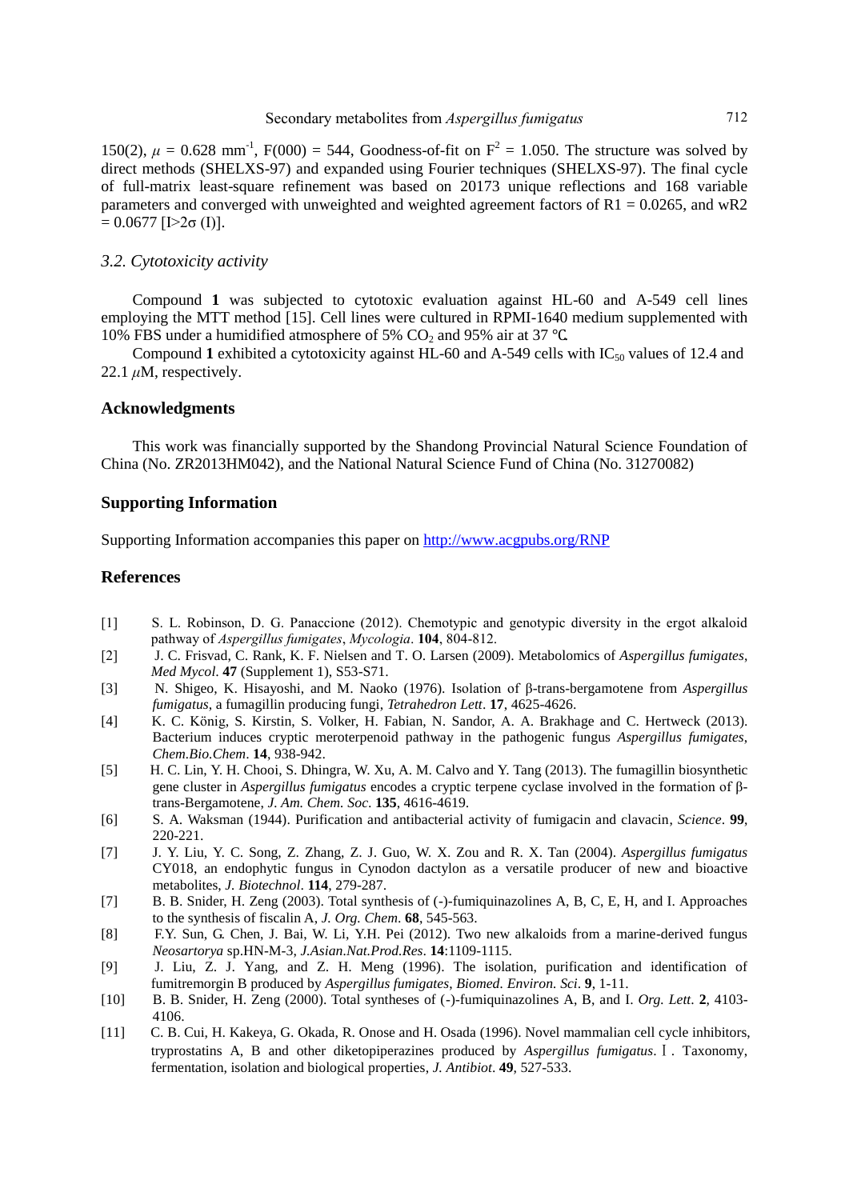150(2), $\mu$ = 0.628 mm$^{-1}$, F(000) = 544, Goodness-of-fit on $F^2$ = 1.050. The structure was solved by direct methods (SHELXS-97) and expanded using Fourier techniques (SHELXS-97). The final cycle of full-matrix least-square refinement was based on 20173 unique reflections and 168 variable parameters and converged with unweighted and weighted agreement factors of R1 = 0.0265, and wR2 = 0.0677 [I>2σ (I)].

### *3.2. Cytotoxicity activity*

Compound **1** was subjected to cytotoxic evaluation against HL-60 and A-549 cell lines employing the MTT method [15]. Cell lines were cultured in RPMI-1640 medium supplemented with 10% FBS under a humidified atmosphere of 5% $CO_2$ and 95% air at 37 ℃.

Compound **1** exhibited a cytotoxicity against HL-60 and A-549 cells with $IC_{50}$ values of 12.4 and 22.1 $\mu$M, respectively.

## Acknowledgments

This work was financially supported by the Shandong Provincial Natural Science Foundation of China (No. ZR2013HM042), and the National Natural Science Fund of China (No. 31270082)

## Supporting Information

Supporting Information accompanies this paper on http://www.acgpubs.org/RNP

## References

[1] S. L. Robinson, D. G. Panaccione (2012). Chemotypic and genotypic diversity in the ergot alkaloid pathway of *Aspergillus fumigates*, *Mycologia*. **104**, 804-812.

[2] J. C. Frisvad, C. Rank, K. F. Nielsen and T. O. Larsen (2009). Metabolomics of *Aspergillus fumigates*, *Med Mycol*. **47** (Supplement 1), S53-S71.

[3] N. Shigeo, K. Hisayoshi, and M. Naoko (1976). Isolation of β-trans-bergamotene from *Aspergillus fumigatus*, a fumagillin producing fungi, *Tetrahedron Lett*. **17**, 4625-4626.

[4] K. C. König, S. Kirstin, S. Volker, H. Fabian, N. Sandor, A. A. Brakhage and C. Hertweck (2013). Bacterium induces cryptic meroterpenoid pathway in the pathogenic fungus *Aspergillus fumigates*, *Chem.Bio.Chem*. **14**, 938-942.

[5] H. C. Lin, Y. H. Chooi, S. Dhingra, W. Xu, A. M. Calvo and Y. Tang (2013). The fumagillin biosynthetic gene cluster in *Aspergillus fumigatus* encodes a cryptic terpene cyclase involved in the formation of β-trans-Bergamotene, *J. Am. Chem. Soc*. **135**, 4616-4619.

[6] S. A. Waksman (1944). Purification and antibacterial activity of fumigacin and clavacin, *Science*. **99**, 220-221.

[7] J. Y. Liu, Y. C. Song, Z. Zhang, Z. J. Guo, W. X. Zou and R. X. Tan (2004). *Aspergillus fumigatus* CY018, an endophytic fungus in Cynodon dactylon as a versatile producer of new and bioactive metabolites, *J. Biotechnol*. **114**, 279-287.

[7] B. B. Snider, H. Zeng (2003). Total synthesis of (-)-fumiquinazolines A, B, C, E, H, and I. Approaches to the synthesis of fiscalin A, *J. Org. Chem*. **68**, 545-563.

[8] F.Y. Sun, G. Chen, J. Bai, W. Li, Y.H. Pei (2012). Two new alkaloids from a marine-derived fungus *Neosartorya* sp.HN-M-3, *J.Asian.Nat.Prod.Res*. **14**:1109-1115.

[9] J. Liu, Z. J. Yang, and Z. H. Meng (1996). The isolation, purification and identification of fumitremorgin B produced by *Aspergillus fumigates*, *Biomed. Environ. Sci*. **9**, 1-11.

[10] B. B. Snider, H. Zeng (2000). Total syntheses of (-)-fumiquinazolines A, B, and I. *Org. Lett*. **2**, 4103-4106.

[11] C. B. Cui, H. Kakeya, G. Okada, R. Onose and H. Osada (1996). Novel mammalian cell cycle inhibitors, tryprostatins A, B and other diketopiperazines produced by *Aspergillus fumigatus*. Ⅰ. Taxonomy, fermentation, isolation and biological properties, *J. Antibiot*. **49**, 527-533.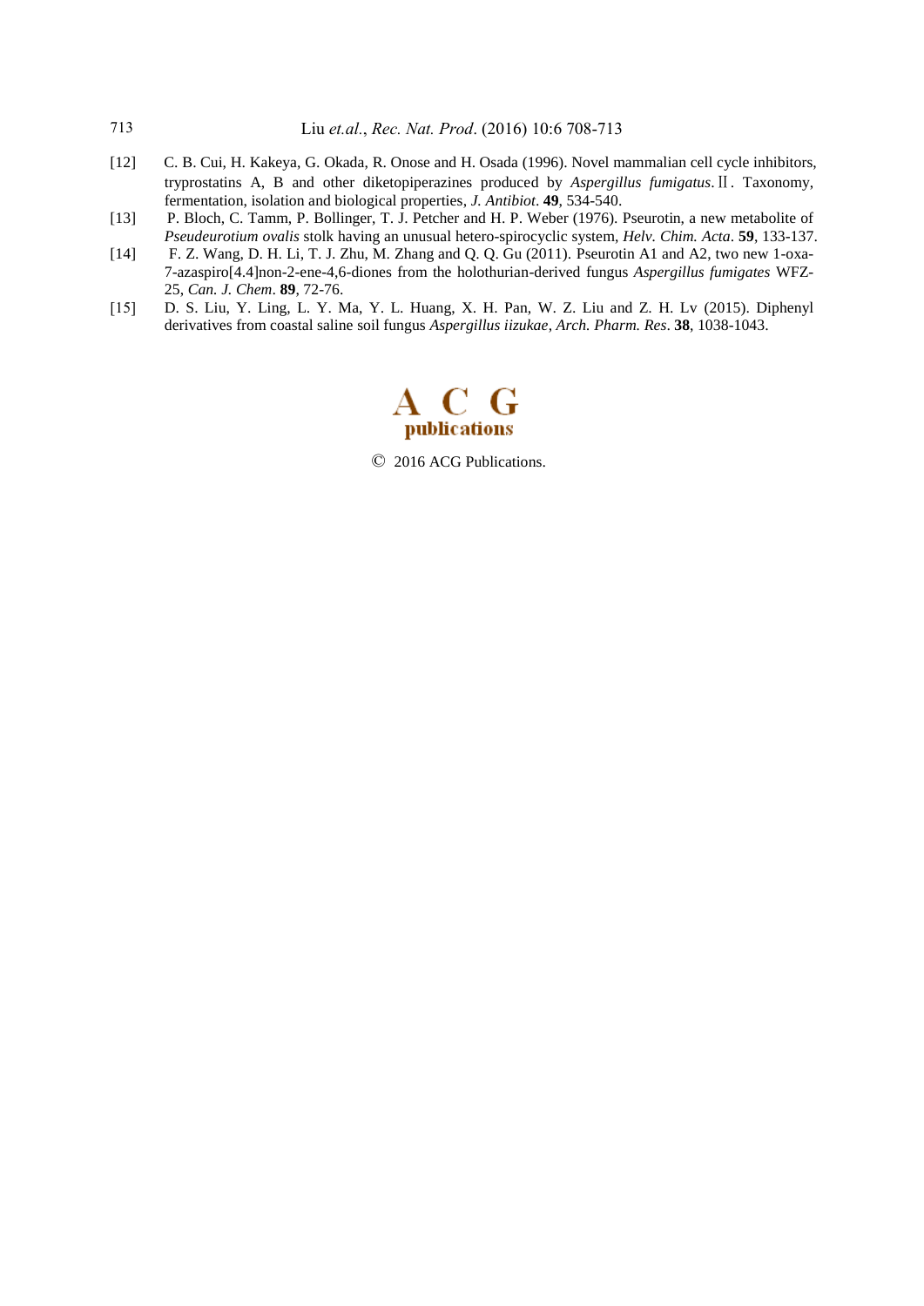[12] C. B. Cui, H. Kakeya, G. Okada, R. Onose and H. Osada (1996). Novel mammalian cell cycle inhibitors, tryprostatins A, B and other diketopiperazines produced by *Aspergillus fumigatus*. II. Taxonomy, fermentation, isolation and biological properties, *J. Antibiot*. **49**, 534-540.

[13] P. Bloch, C. Tamm, P. Bollinger, T. J. Petcher and H. P. Weber (1976). Pseurotin, a new metabolite of *Pseudeurotium ovalis* stolk having an unusual hetero-spirocyclic system, *Helv. Chim. Acta*. **59**, 133-137.

[14] F. Z. Wang, D. H. Li, T. J. Zhu, M. Zhang and Q. Q. Gu (2011). Pseurotin A1 and A2, two new 1-oxa-7-azaspiro[4.4]non-2-ene-4,6-diones from the holothurian-derived fungus *Aspergillus fumigates* WFZ-25, *Can. J. Chem*. **89**, 72-76.

[15] D. S. Liu, Y. Ling, L. Y. Ma, Y. L. Huang, X. H. Pan, W. Z. Liu and Z. H. Lv (2015). Diphenyl derivatives from coastal saline soil fungus *Aspergillus iizukae*, *Arch. Pharm. Res*. **38**, 1038-1043.

A C G
publications

© 2016 ACG Publications.